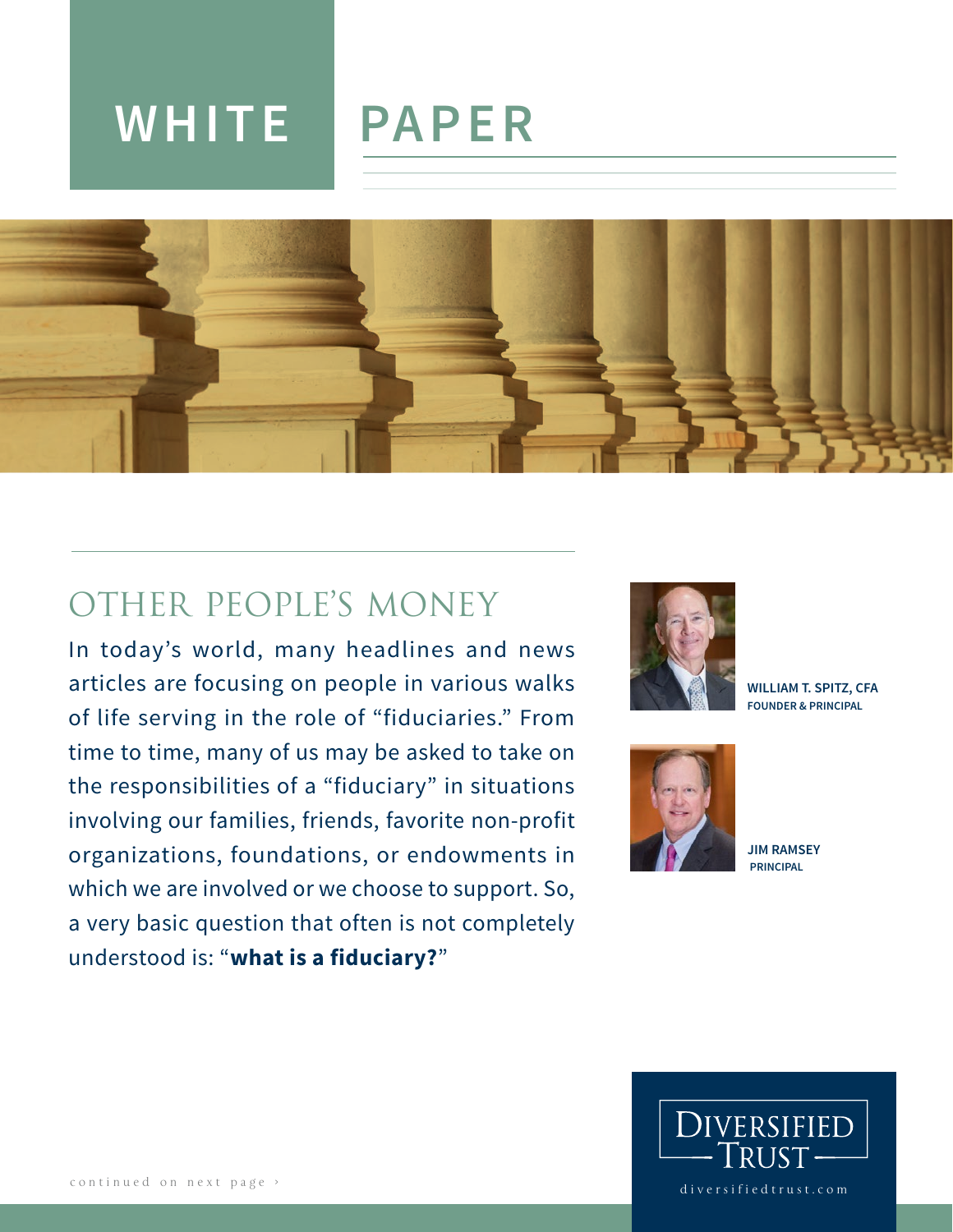# WHITE PAPER

## OTHER PEOPLE'S MONEY

In today's world, many headlines and news articles are focusing on people in various walks of life serving in the role of "fiduciaries." From time to time, many of us may be asked to take on the responsibilities of a "fiduciary" in situations involving our families, friends, favorite non-profit organizations, foundations, or endowments in which we are involved or we choose to support. So, a very basic question that often is not completely understood is: "**what is a fiduciary?**"

**WILLIAM T. SPITZ, CFA**
**FOUNDER & PRINCIPAL**

**JIM RAMSEY**
**PRINCIPAL**

continued on next page ›

DIVERSIFIED TRUST

diversifiedtrust.com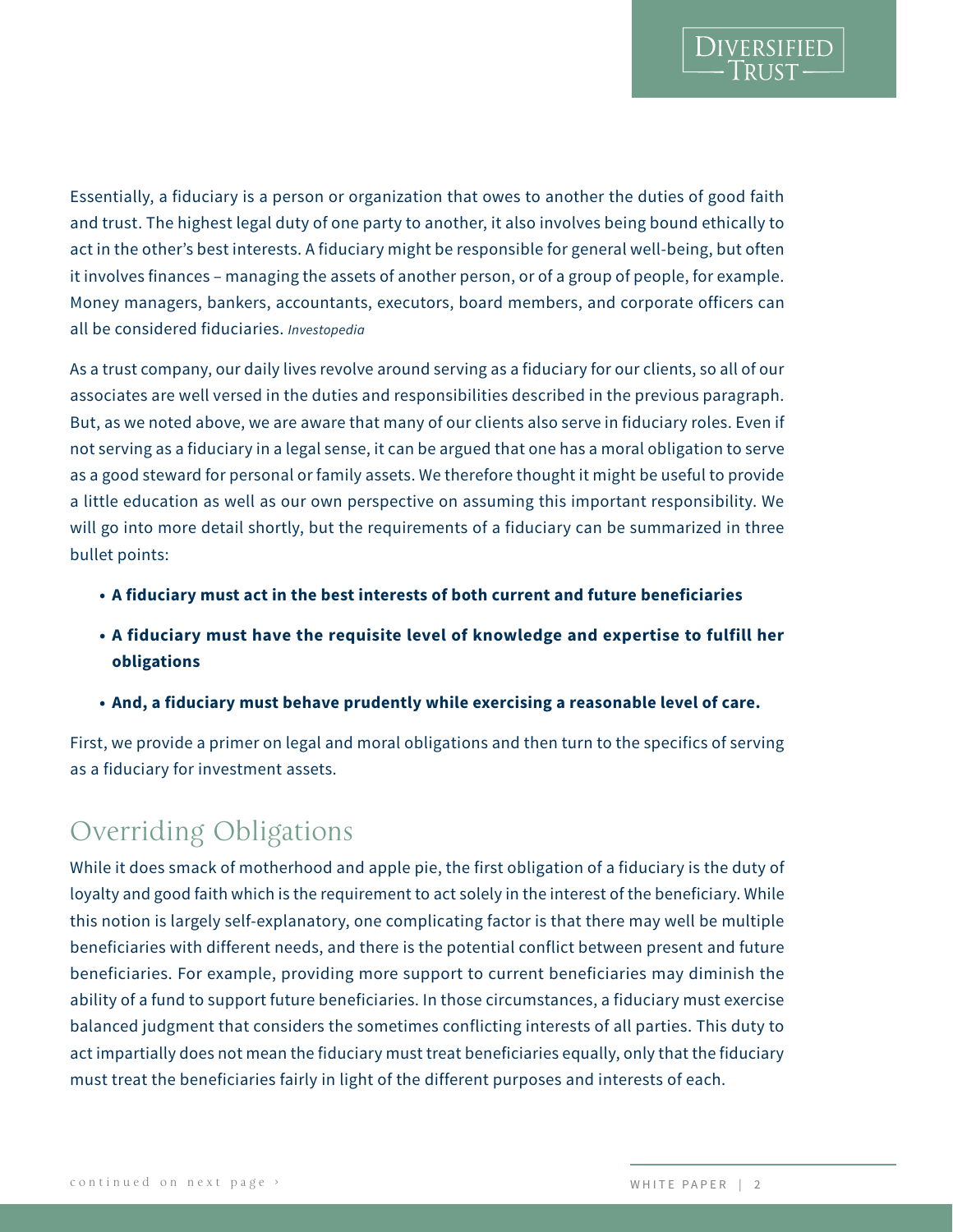Essentially, a fiduciary is a person or organization that owes to another the duties of good faith and trust. The highest legal duty of one party to another, it also involves being bound ethically to act in the other's best interests. A fiduciary might be responsible for general well-being, but often it involves finances – managing the assets of another person, or of a group of people, for example. Money managers, bankers, accountants, executors, board members, and corporate officers can all be considered fiduciaries. *Investopedia*

As a trust company, our daily lives revolve around serving as a fiduciary for our clients, so all of our associates are well versed in the duties and responsibilities described in the previous paragraph. But, as we noted above, we are aware that many of our clients also serve in fiduciary roles. Even if not serving as a fiduciary in a legal sense, it can be argued that one has a moral obligation to serve as a good steward for personal or family assets. We therefore thought it might be useful to provide a little education as well as our own perspective on assuming this important responsibility. We will go into more detail shortly, but the requirements of a fiduciary can be summarized in three bullet points:

- **A fiduciary must act in the best interests of both current and future beneficiaries**
- **A fiduciary must have the requisite level of knowledge and expertise to fulfill her obligations**
- **And, a fiduciary must behave prudently while exercising a reasonable level of care.**

First, we provide a primer on legal and moral obligations and then turn to the specifics of serving as a fiduciary for investment assets.

## Overriding Obligations

While it does smack of motherhood and apple pie, the first obligation of a fiduciary is the duty of loyalty and good faith which is the requirement to act solely in the interest of the beneficiary. While this notion is largely self-explanatory, one complicating factor is that there may well be multiple beneficiaries with different needs, and there is the potential conflict between present and future beneficiaries. For example, providing more support to current beneficiaries may diminish the ability of a fund to support future beneficiaries. In those circumstances, a fiduciary must exercise balanced judgment that considers the sometimes conflicting interests of all parties. This duty to act impartially does not mean the fiduciary must treat beneficiaries equally, only that the fiduciary must treat the beneficiaries fairly in light of the different purposes and interests of each.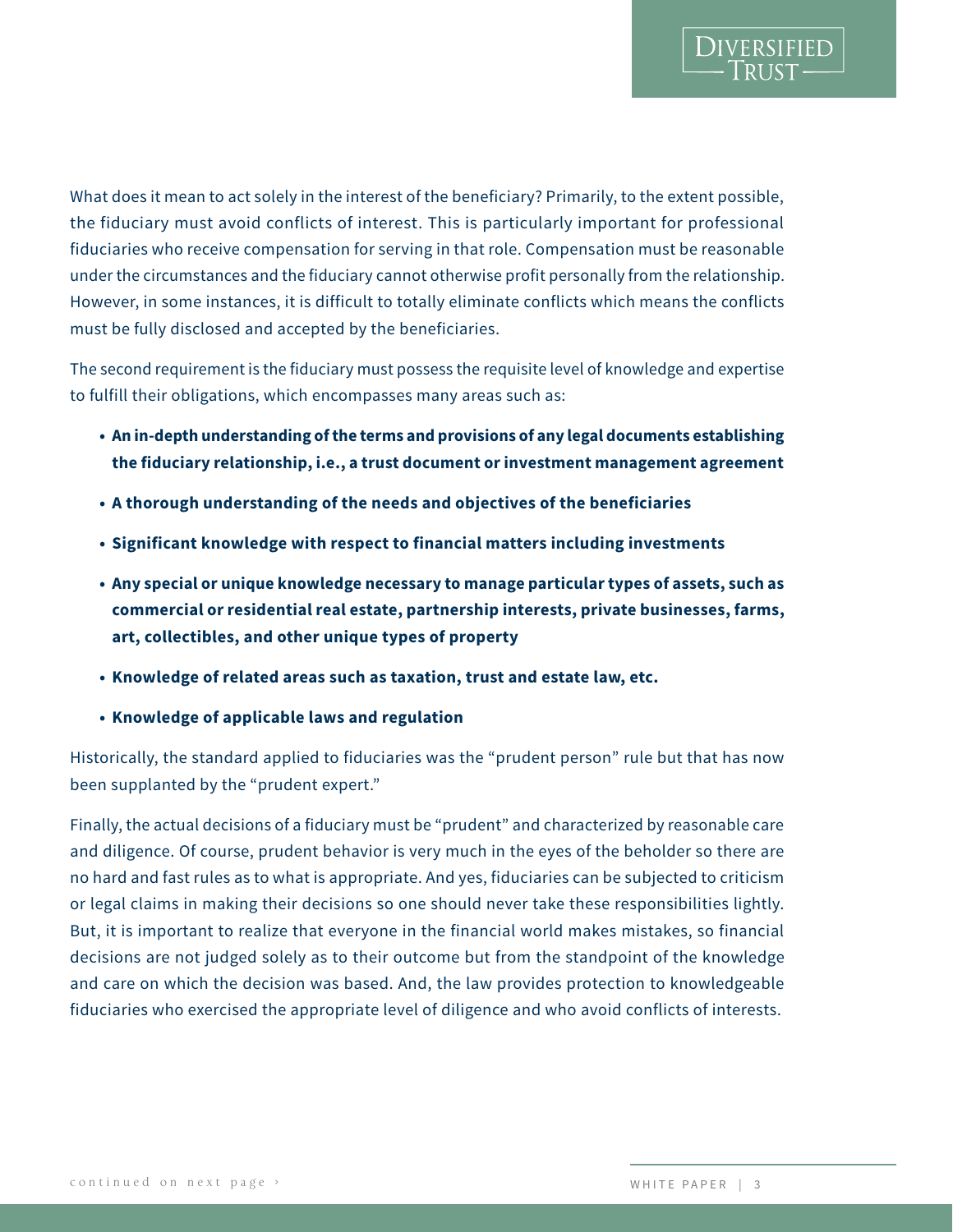What does it mean to act solely in the interest of the beneficiary? Primarily, to the extent possible, the fiduciary must avoid conflicts of interest. This is particularly important for professional fiduciaries who receive compensation for serving in that role. Compensation must be reasonable under the circumstances and the fiduciary cannot otherwise profit personally from the relationship. However, in some instances, it is difficult to totally eliminate conflicts which means the conflicts must be fully disclosed and accepted by the beneficiaries.

The second requirement is the fiduciary must possess the requisite level of knowledge and expertise to fulfill their obligations, which encompasses many areas such as:

- **An in-depth understanding of the terms and provisions of any legal documents establishing the fiduciary relationship, i.e., a trust document or investment management agreement**
- **A thorough understanding of the needs and objectives of the beneficiaries**
- **Significant knowledge with respect to financial matters including investments**
- **Any special or unique knowledge necessary to manage particular types of assets, such as commercial or residential real estate, partnership interests, private businesses, farms, art, collectibles, and other unique types of property**
- **Knowledge of related areas such as taxation, trust and estate law, etc.**
- **Knowledge of applicable laws and regulation**

Historically, the standard applied to fiduciaries was the "prudent person" rule but that has now been supplanted by the "prudent expert."

Finally, the actual decisions of a fiduciary must be "prudent" and characterized by reasonable care and diligence. Of course, prudent behavior is very much in the eyes of the beholder so there are no hard and fast rules as to what is appropriate. And yes, fiduciaries can be subjected to criticism or legal claims in making their decisions so one should never take these responsibilities lightly. But, it is important to realize that everyone in the financial world makes mistakes, so financial decisions are not judged solely as to their outcome but from the standpoint of the knowledge and care on which the decision was based. And, the law provides protection to knowledgeable fiduciaries who exercised the appropriate level of diligence and who avoid conflicts of interests.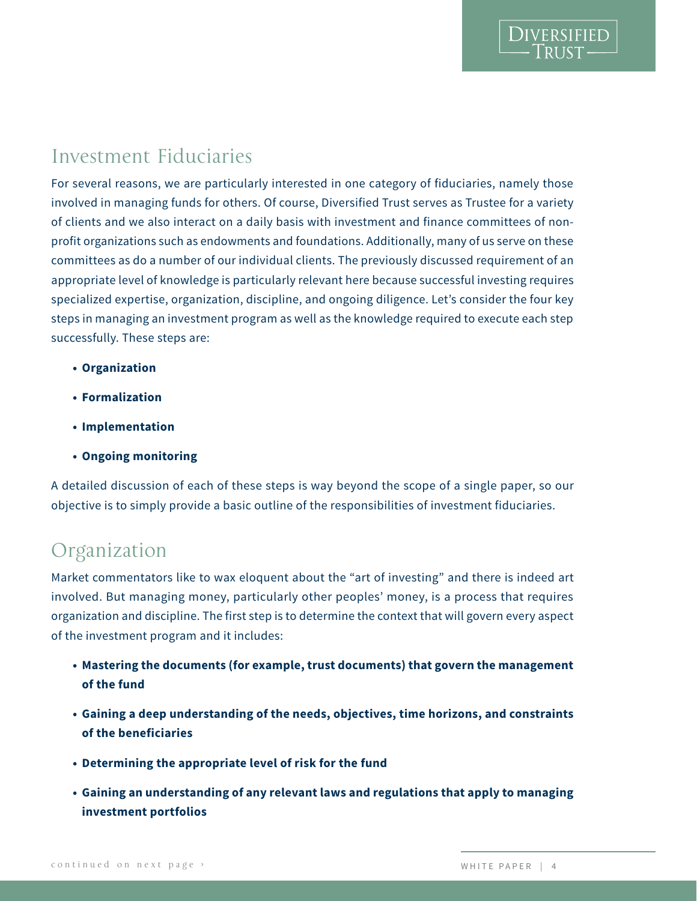## Investment Fiduciaries

For several reasons, we are particularly interested in one category of fiduciaries, namely those involved in managing funds for others. Of course, Diversified Trust serves as Trustee for a variety of clients and we also interact on a daily basis with investment and finance committees of non-profit organizations such as endowments and foundations. Additionally, many of us serve on these committees as do a number of our individual clients. The previously discussed requirement of an appropriate level of knowledge is particularly relevant here because successful investing requires specialized expertise, organization, discipline, and ongoing diligence. Let's consider the four key steps in managing an investment program as well as the knowledge required to execute each step successfully. These steps are:

- **Organization**
- **Formalization**
- **Implementation**
- **Ongoing monitoring**

A detailed discussion of each of these steps is way beyond the scope of a single paper, so our objective is to simply provide a basic outline of the responsibilities of investment fiduciaries.

## Organization

Market commentators like to wax eloquent about the "art of investing" and there is indeed art involved. But managing money, particularly other peoples' money, is a process that requires organization and discipline. The first step is to determine the context that will govern every aspect of the investment program and it includes:

- **Mastering the documents (for example, trust documents) that govern the management of the fund**
- **Gaining a deep understanding of the needs, objectives, time horizons, and constraints of the beneficiaries**
- **Determining the appropriate level of risk for the fund**
- **Gaining an understanding of any relevant laws and regulations that apply to managing investment portfolios**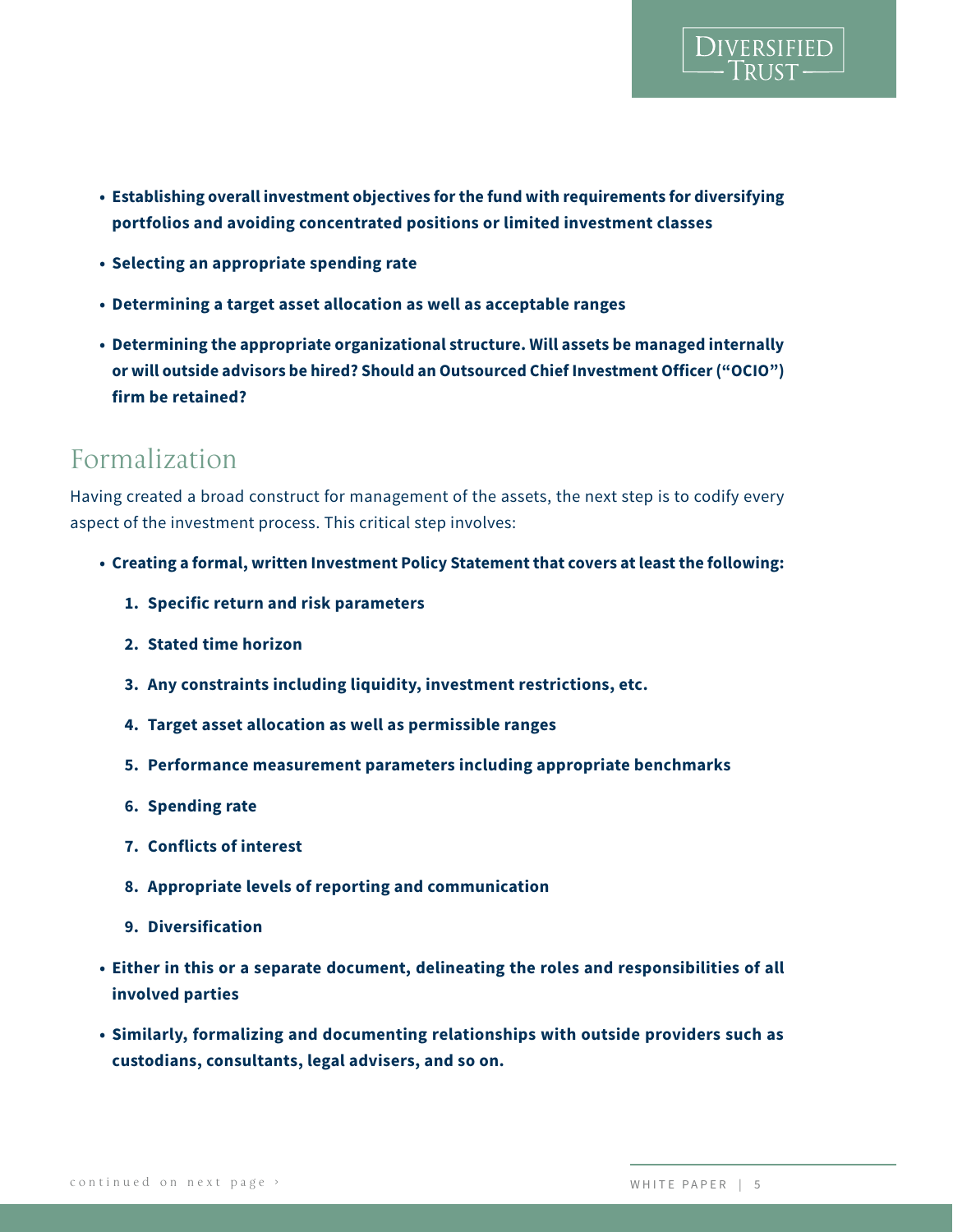- **Establishing overall investment objectives for the fund with requirements for diversifying portfolios and avoiding concentrated positions or limited investment classes**
- **Selecting an appropriate spending rate**
- **Determining a target asset allocation as well as acceptable ranges**
- **Determining the appropriate organizational structure. Will assets be managed internally or will outside advisors be hired? Should an Outsourced Chief Investment Officer ("OCIO") firm be retained?**

## Formalization

Having created a broad construct for management of the assets, the next step is to codify every aspect of the investment process. This critical step involves:

- **Creating a formal, written Investment Policy Statement that covers at least the following:**
    1. **Specific return and risk parameters**
    2. **Stated time horizon**
    3. **Any constraints including liquidity, investment restrictions, etc.**
    4. **Target asset allocation as well as permissible ranges**
    5. **Performance measurement parameters including appropriate benchmarks**
    6. **Spending rate**
    7. **Conflicts of interest**
    8. **Appropriate levels of reporting and communication**
    9. **Diversification**
- **Either in this or a separate document, delineating the roles and responsibilities of all involved parties**
- **Similarly, formalizing and documenting relationships with outside providers such as custodians, consultants, legal advisers, and so on.**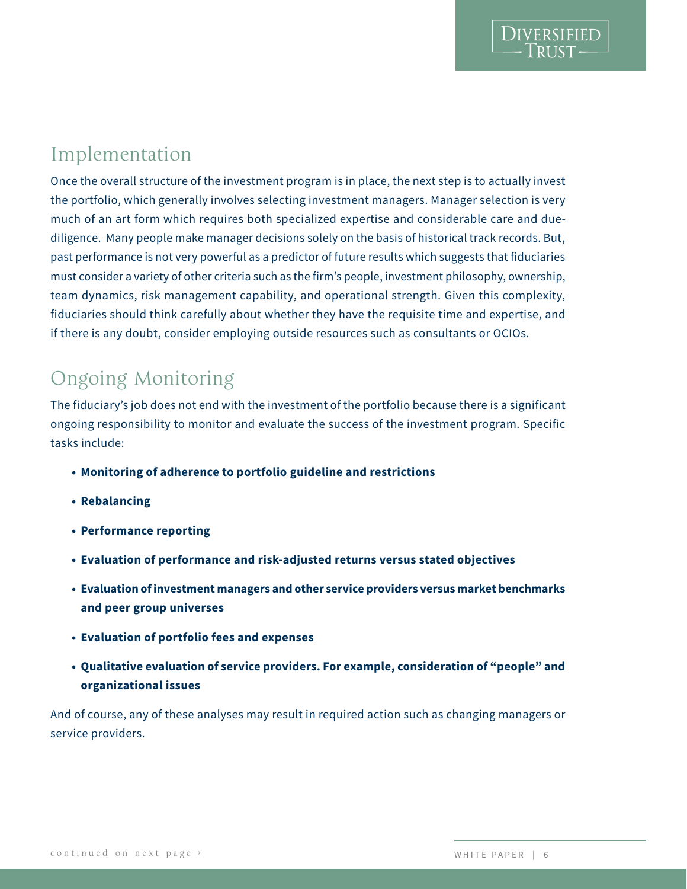## Implementation

Once the overall structure of the investment program is in place, the next step is to actually invest the portfolio, which generally involves selecting investment managers. Manager selection is very much of an art form which requires both specialized expertise and considerable care and due-diligence. Many people make manager decisions solely on the basis of historical track records. But, past performance is not very powerful as a predictor of future results which suggests that fiduciaries must consider a variety of other criteria such as the firm's people, investment philosophy, ownership, team dynamics, risk management capability, and operational strength. Given this complexity, fiduciaries should think carefully about whether they have the requisite time and expertise, and if there is any doubt, consider employing outside resources such as consultants or OCIOs.

## Ongoing Monitoring

The fiduciary's job does not end with the investment of the portfolio because there is a significant ongoing responsibility to monitor and evaluate the success of the investment program. Specific tasks include:

- **Monitoring of adherence to portfolio guideline and restrictions**
- **Rebalancing**
- **Performance reporting**
- **Evaluation of performance and risk-adjusted returns versus stated objectives**
- **Evaluation of investment managers and other service providers versus market benchmarks and peer group universes**
- **Evaluation of portfolio fees and expenses**
- **Qualitative evaluation of service providers. For example, consideration of "people" and organizational issues**

And of course, any of these analyses may result in required action such as changing managers or service providers.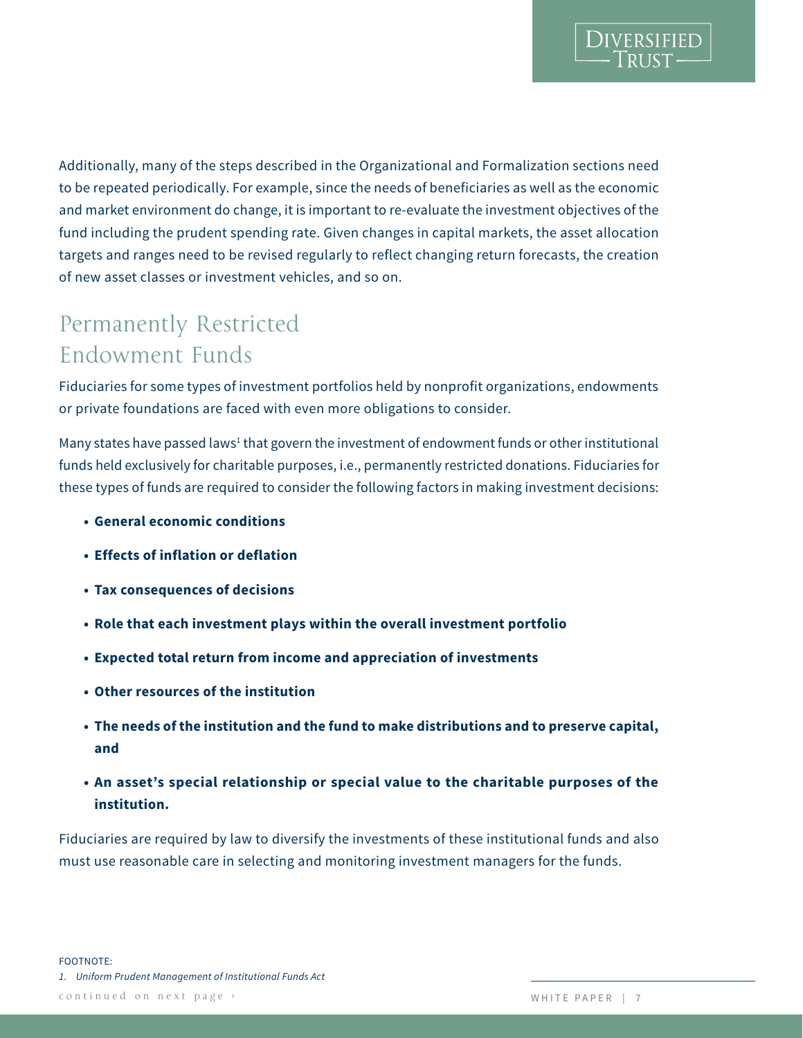Additionally, many of the steps described in the Organizational and Formalization sections need to be repeated periodically. For example, since the needs of beneficiaries as well as the economic and market environment do change, it is important to re-evaluate the investment objectives of the fund including the prudent spending rate. Given changes in capital markets, the asset allocation targets and ranges need to be revised regularly to reflect changing return forecasts, the creation of new asset classes or investment vehicles, and so on.

## Permanently Restricted Endowment Funds

Fiduciaries for some types of investment portfolios held by nonprofit organizations, endowments or private foundations are faced with even more obligations to consider.

Many states have passed laws[1] that govern the investment of endowment funds or other institutional funds held exclusively for charitable purposes, i.e., permanently restricted donations. Fiduciaries for these types of funds are required to consider the following factors in making investment decisions:

- **General economic conditions**
- **Effects of inflation or deflation**
- **Tax consequences of decisions**
- **Role that each investment plays within the overall investment portfolio**
- **Expected total return from income and appreciation of investments**
- **Other resources of the institution**
- **The needs of the institution and the fund to make distributions and to preserve capital, and**
- **An asset's special relationship or special value to the charitable purposes of the institution.**

Fiduciaries are required by law to diversify the investments of these institutional funds and also must use reasonable care in selecting and monitoring investment managers for the funds.

FOOTNOTE:

1. *Uniform Prudent Management of Institutional Funds Act*

continued on next page ›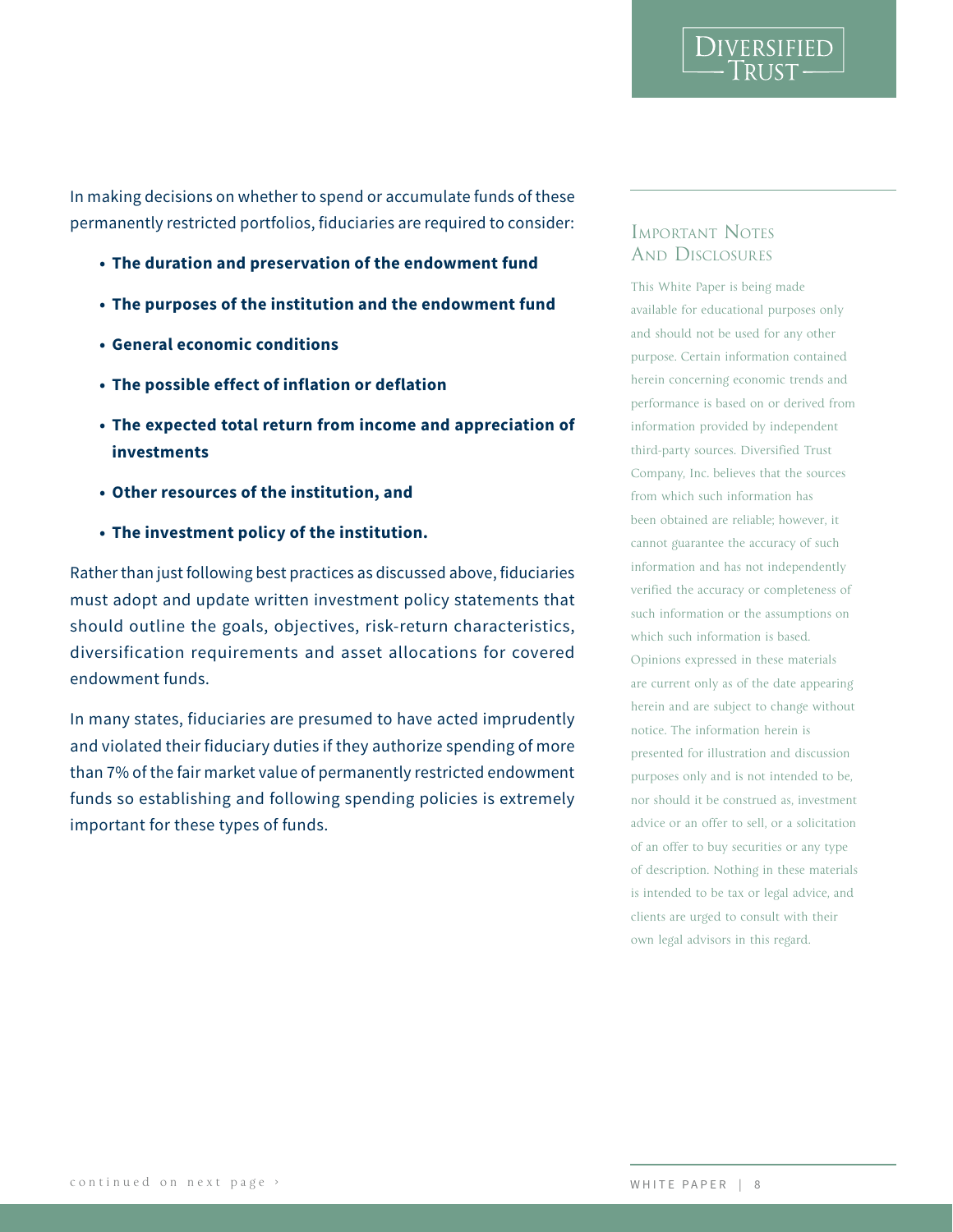In making decisions on whether to spend or accumulate funds of these permanently restricted portfolios, fiduciaries are required to consider:

- **The duration and preservation of the endowment fund**
- **The purposes of the institution and the endowment fund**
- **General economic conditions**
- **The possible effect of inflation or deflation**
- **The expected total return from income and appreciation of investments**
- **Other resources of the institution, and**
- **The investment policy of the institution.**

Rather than just following best practices as discussed above, fiduciaries must adopt and update written investment policy statements that should outline the goals, objectives, risk-return characteristics, diversification requirements and asset allocations for covered endowment funds.

In many states, fiduciaries are presumed to have acted imprudently and violated their fiduciary duties if they authorize spending of more than 7% of the fair market value of permanently restricted endowment funds so establishing and following spending policies is extremely important for these types of funds.

## Important Notes And Disclosures

This White Paper is being made available for educational purposes only and should not be used for any other purpose. Certain information contained herein concerning economic trends and performance is based on or derived from information provided by independent third-party sources. Diversified Trust Company, Inc. believes that the sources from which such information has been obtained are reliable; however, it cannot guarantee the accuracy of such information and has not independently verified the accuracy or completeness of such information or the assumptions on which such information is based. Opinions expressed in these materials are current only as of the date appearing herein and are subject to change without notice. The information herein is presented for illustration and discussion purposes only and is not intended to be, nor should it be construed as, investment advice or an offer to sell, or a solicitation of an offer to buy securities or any type of description. Nothing in these materials is intended to be tax or legal advice, and clients are urged to consult with their own legal advisors in this regard.

continued on next page ›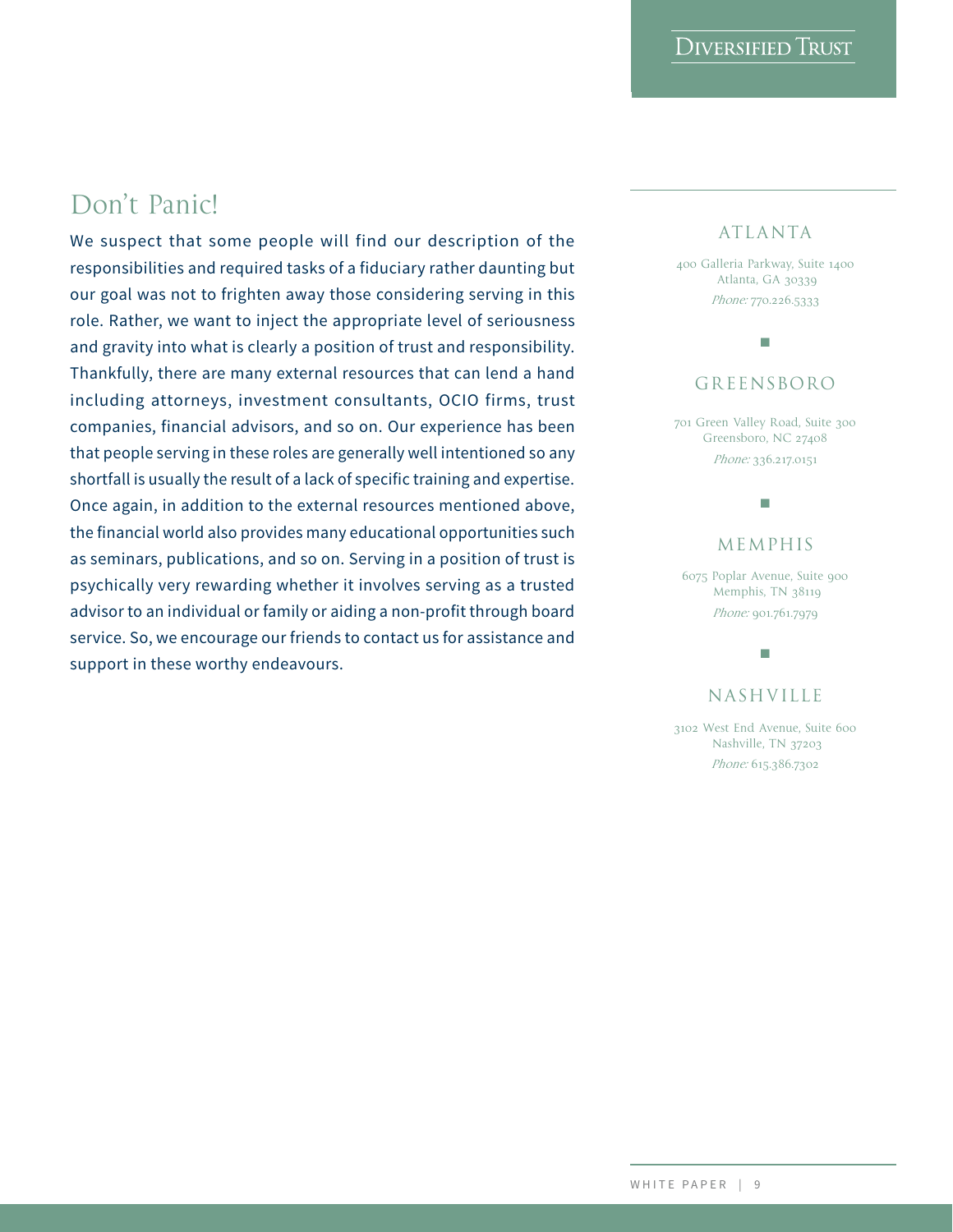## Don't Panic!

We suspect that some people will find our description of the responsibilities and required tasks of a fiduciary rather daunting but our goal was not to frighten away those considering serving in this role. Rather, we want to inject the appropriate level of seriousness and gravity into what is clearly a position of trust and responsibility. Thankfully, there are many external resources that can lend a hand including attorneys, investment consultants, OCIO firms, trust companies, financial advisors, and so on. Our experience has been that people serving in these roles are generally well intentioned so any shortfall is usually the result of a lack of specific training and expertise. Once again, in addition to the external resources mentioned above, the financial world also provides many educational opportunities such as seminars, publications, and so on. Serving in a position of trust is psychically very rewarding whether it involves serving as a trusted advisor to an individual or family or aiding a non-profit through board service. So, we encourage our friends to contact us for assistance and support in these worthy endeavours.

### ATLANTA

400 Galleria Parkway, Suite 1400
Atlanta, GA 30339
*Phone:* 770.226.5333

### GREENSBORO

701 Green Valley Road, Suite 300
Greensboro, NC 27408
*Phone:* 336.217.0151

### MEMPHIS

6075 Poplar Avenue, Suite 900
Memphis, TN 38119
*Phone:* 901.761.7979

### NASHVILLE

3102 West End Avenue, Suite 600
Nashville, TN 37203
*Phone:* 615.386.7302